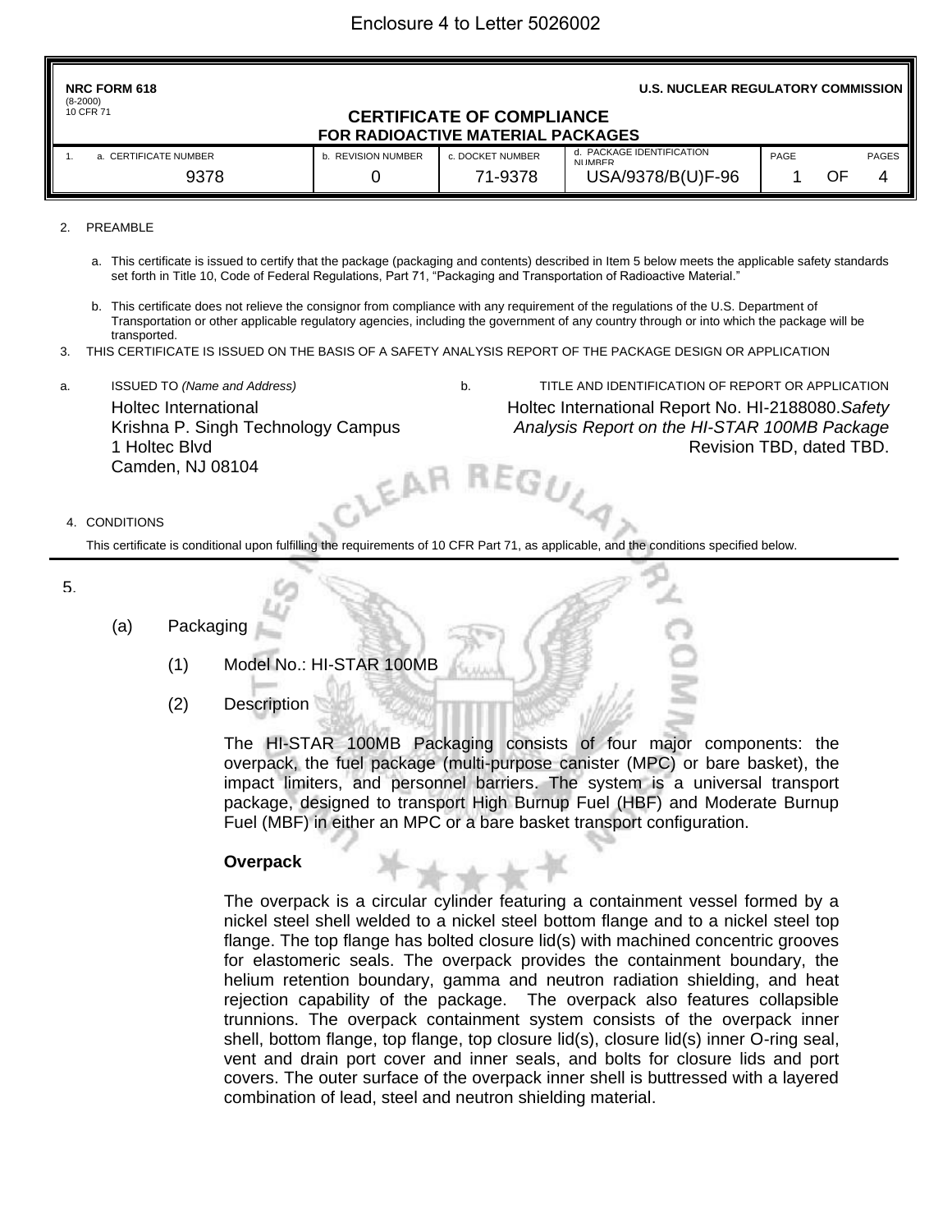Enclosure 4 to Letter 5026002

NRC FORM 618
(8-2000)
10 CFR 71

U.S. NUCLEAR REGULATORY COMMISSION

# CERTIFICATE OF COMPLIANCE
## FOR RADIOACTIVE MATERIAL PACKAGES

| 1. a. CERTIFICATE NUMBER | b. REVISION NUMBER | c. DOCKET NUMBER | d. PACKAGE IDENTIFICATION NUMBER | PAGE | PAGES |
|---|---|---|---|---|---|
| 9378 | 0 | 71-9378 | USA/9378/B(U)F-96 | 1 OF | 4 |

2. PREAMBLE

   a. This certificate is issued to certify that the package (packaging and contents) described in Item 5 below meets the applicable safety standards set forth in Title 10, Code of Federal Regulations, Part 71, "Packaging and Transportation of Radioactive Material."

   b. This certificate does not relieve the consignor from compliance with any requirement of the regulations of the U.S. Department of Transportation or other applicable regulatory agencies, including the government of any country through or into which the package will be transported.

3. THIS CERTIFICATE IS ISSUED ON THE BASIS OF A SAFETY ANALYSIS REPORT OF THE PACKAGE DESIGN OR APPLICATION

a. ISSUED TO *(Name and Address)*

Holtec International
Krishna P. Singh Technology Campus
1 Holtec Blvd
Camden, NJ 08104

b. TITLE AND IDENTIFICATION OF REPORT OR APPLICATION

Holtec International Report No. HI-2188080.*Safety Analysis Report on the HI-STAR 100MB Package* Revision TBD, dated TBD.

4. CONDITIONS

This certificate is conditional upon fulfilling the requirements of 10 CFR Part 71, as applicable, and the conditions specified below.

5.

(a) Packaging

(1) Model No.: HI-STAR 100MB

(2) Description

The HI-STAR 100MB Packaging consists of four major components: the overpack, the fuel package (multi-purpose canister (MPC) or bare basket), the impact limiters, and personnel barriers. The system is a universal transport package, designed to transport High Burnup Fuel (HBF) and Moderate Burnup Fuel (MBF) in either an MPC or a bare basket transport configuration.

**Overpack**

The overpack is a circular cylinder featuring a containment vessel formed by a nickel steel shell welded to a nickel steel bottom flange and to a nickel steel top flange. The top flange has bolted closure lid(s) with machined concentric grooves for elastomeric seals. The overpack provides the containment boundary, the helium retention boundary, gamma and neutron radiation shielding, and heat rejection capability of the package. The overpack also features collapsible trunnions. The overpack containment system consists of the overpack inner shell, bottom flange, top flange, top closure lid(s), closure lid(s) inner O-ring seal, vent and drain port cover and inner seals, and bolts for closure lids and port covers. The outer surface of the overpack inner shell is buttressed with a layered combination of lead, steel and neutron shielding material.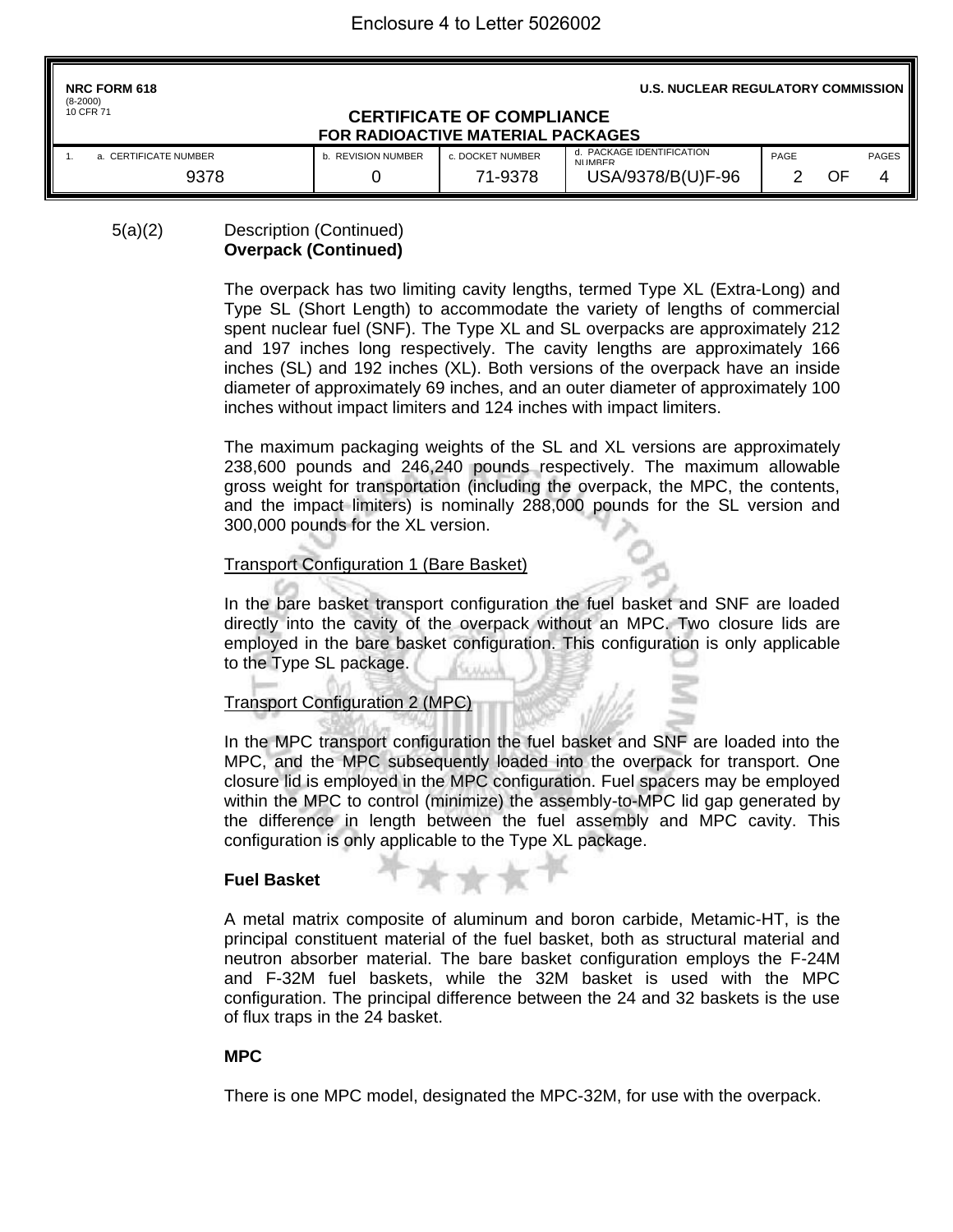5(a)(2) Description (Continued)
**Overpack (Continued)**

The overpack has two limiting cavity lengths, termed Type XL (Extra-Long) and Type SL (Short Length) to accommodate the variety of lengths of commercial spent nuclear fuel (SNF). The Type XL and SL overpacks are approximately 212 and 197 inches long respectively. The cavity lengths are approximately 166 inches (SL) and 192 inches (XL). Both versions of the overpack have an inside diameter of approximately 69 inches, and an outer diameter of approximately 100 inches without impact limiters and 124 inches with impact limiters.

The maximum packaging weights of the SL and XL versions are approximately 238,600 pounds and 246,240 pounds respectively. The maximum allowable gross weight for transportation (including the overpack, the MPC, the contents, and the impact limiters) is nominally 288,000 pounds for the SL version and 300,000 pounds for the XL version.

Transport Configuration 1 (Bare Basket)

In the bare basket transport configuration the fuel basket and SNF are loaded directly into the cavity of the overpack without an MPC. Two closure lids are employed in the bare basket configuration. This configuration is only applicable to the Type SL package.

Transport Configuration 2 (MPC)

In the MPC transport configuration the fuel basket and SNF are loaded into the MPC, and the MPC subsequently loaded into the overpack for transport. One closure lid is employed in the MPC configuration. Fuel spacers may be employed within the MPC to control (minimize) the assembly-to-MPC lid gap generated by the difference in length between the fuel assembly and MPC cavity. This configuration is only applicable to the Type XL package.

**Fuel Basket**

A metal matrix composite of aluminum and boron carbide, Metamic-HT, is the principal constituent material of the fuel basket, both as structural material and neutron absorber material. The bare basket configuration employs the F-24M and F-32M fuel baskets, while the 32M basket is used with the MPC configuration. The principal difference between the 24 and 32 baskets is the use of flux traps in the 24 basket.

**MPC**

There is one MPC model, designated the MPC-32M, for use with the overpack.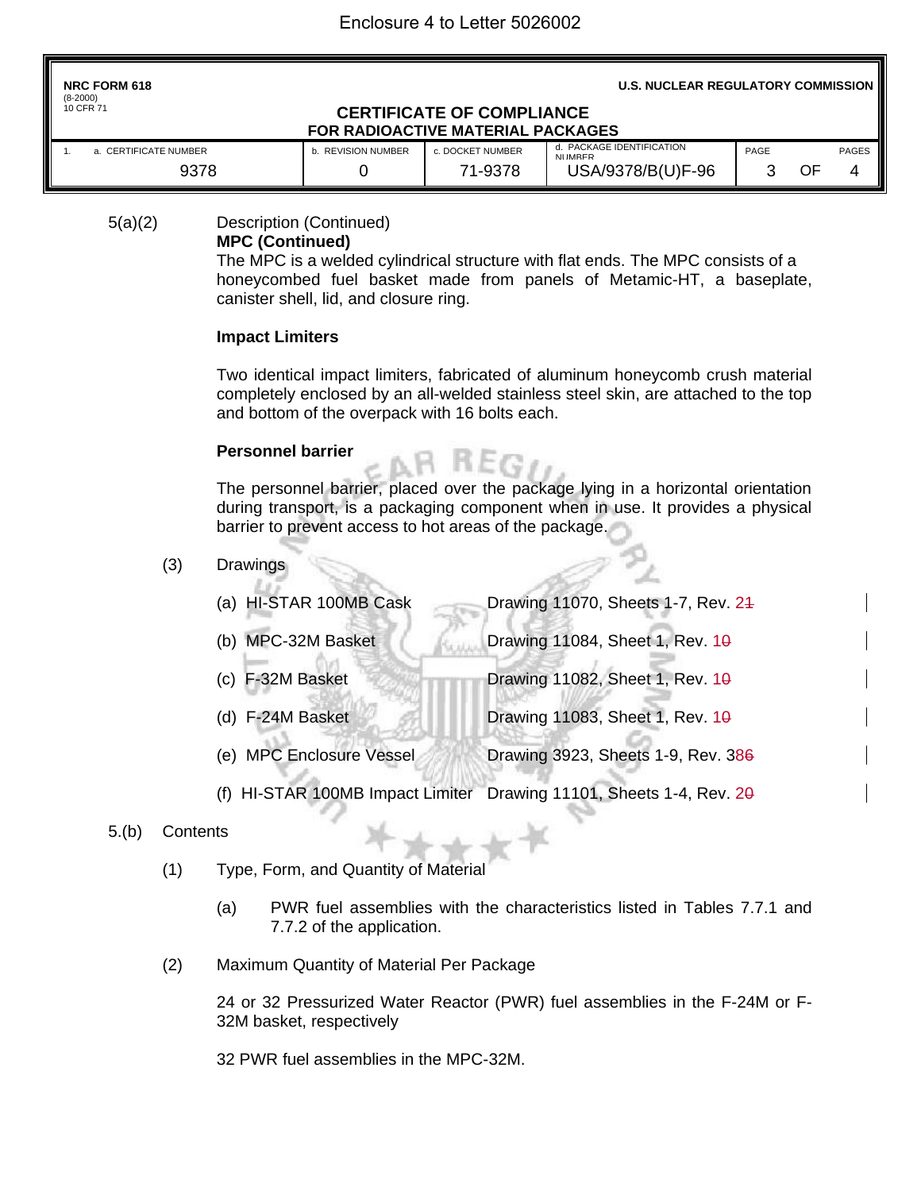5(a)(2) Description (Continued)

**MPC (Continued)**

The MPC is a welded cylindrical structure with flat ends. The MPC consists of a honeycombed fuel basket made from panels of Metamic-HT, a baseplate, canister shell, lid, and closure ring.

**Impact Limiters**

Two identical impact limiters, fabricated of aluminum honeycomb crush material completely enclosed by an all-welded stainless steel skin, are attached to the top and bottom of the overpack with 16 bolts each.

**Personnel barrier**

The personnel barrier, placed over the package lying in a horizontal orientation during transport, is a packaging component when in use. It provides a physical barrier to prevent access to hot areas of the package.

(3) Drawings

| | |
|---|---|
| (a) HI-STAR 100MB Cask | Drawing 11070, Sheets 1-7, Rev. 2~~1~~ |
| (b) MPC-32M Basket | Drawing 11084, Sheet 1, Rev. 1~~0~~ |
| (c) F-32M Basket | Drawing 11082, Sheet 1, Rev. 1~~0~~ |
| (d) F-24M Basket | Drawing 11083, Sheet 1, Rev. 1~~0~~ |
| (e) MPC Enclosure Vessel | Drawing 3923, Sheets 1-9, Rev. 38~~6~~ |
| (f) HI-STAR 100MB Impact Limiter | Drawing 11101, Sheets 1-4, Rev. 2~~0~~ |

5.(b) Contents

(1) Type, Form, and Quantity of Material

(a) PWR fuel assemblies with the characteristics listed in Tables 7.7.1 and 7.7.2 of the application.

(2) Maximum Quantity of Material Per Package

24 or 32 Pressurized Water Reactor (PWR) fuel assemblies in the F-24M or F-32M basket, respectively

32 PWR fuel assemblies in the MPC-32M.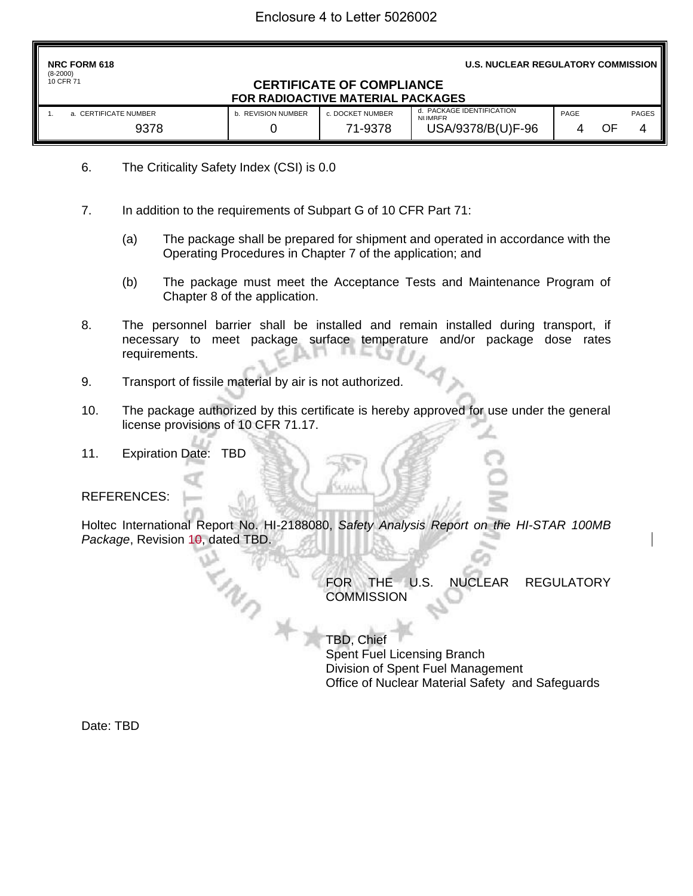Enclosure 4 to Letter 5026002

| NRC FORM 618 (8-2000) 10 CFR 71 | | | | |
|---|---|---|---|---|
| **CERTIFICATE OF COMPLIANCE FOR RADIOACTIVE MATERIAL PACKAGES** | | | | U.S. NUCLEAR REGULATORY COMMISSION |
| 1. a. CERTIFICATE NUMBER | b. REVISION NUMBER | c. DOCKET NUMBER | d. PACKAGE IDENTIFICATION NUMBER | PAGE / PAGES |
| 9378 | 0 | 71-9378 | USA/9378/B(U)F-96 | 4 OF 4 |

6. The Criticality Safety Index (CSI) is 0.0

7. In addition to the requirements of Subpart G of 10 CFR Part 71:

   (a) The package shall be prepared for shipment and operated in accordance with the Operating Procedures in Chapter 7 of the application; and

   (b) The package must meet the Acceptance Tests and Maintenance Program of Chapter 8 of the application.

8. The personnel barrier shall be installed and remain installed during transport, if necessary to meet package surface temperature and/or package dose rates requirements.

9. Transport of fissile material by air is not authorized.

10. The package authorized by this certificate is hereby approved for use under the general license provisions of 10 CFR 71.17.

11. Expiration Date: TBD

REFERENCES:

Holtec International Report No. HI-2188080, *Safety Analysis Report on the HI-STAR 100MB Package*, Revision 10, dated TBD.

FOR THE U.S. NUCLEAR REGULATORY COMMISSION

TBD, Chief
Spent Fuel Licensing Branch
Division of Spent Fuel Management
Office of Nuclear Material Safety and Safeguards

Date: TBD